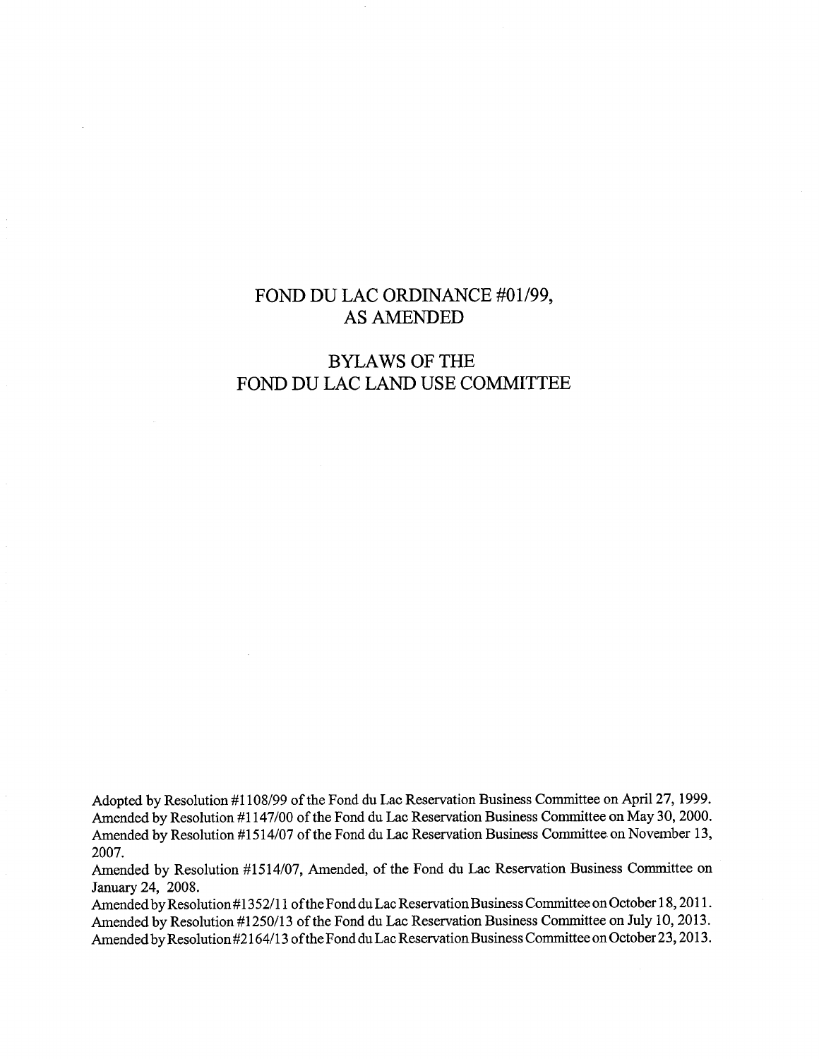# FOND DU LAC ORDINANCE #01/99, AS AMENDED

# BYLAWS OF THE FOND DU LAC LAND USE COMMITTEE

Adopted by Resolution #1108/99 of the Fond du Lac Reservation Business Committee on April 27, 1999.
Amended by Resolution #1147/00 of the Fond du Lac Reservation Business Committee on May 30, 2000.
Amended by Resolution #1514/07 of the Fond du Lac Reservation Business Committee on November 13, 2007.
Amended by Resolution #1514/07, Amended, of the Fond du Lac Reservation Business Committee on January 24, 2008.
Amended by Resolution #1352/11 of the Fond du Lac Reservation Business Committee on October 18, 2011.
Amended by Resolution #1250/13 of the Fond du Lac Reservation Business Committee on July 10, 2013.
Amended by Resolution #2164/13 of the Fond du Lac Reservation Business Committee on October 23, 2013.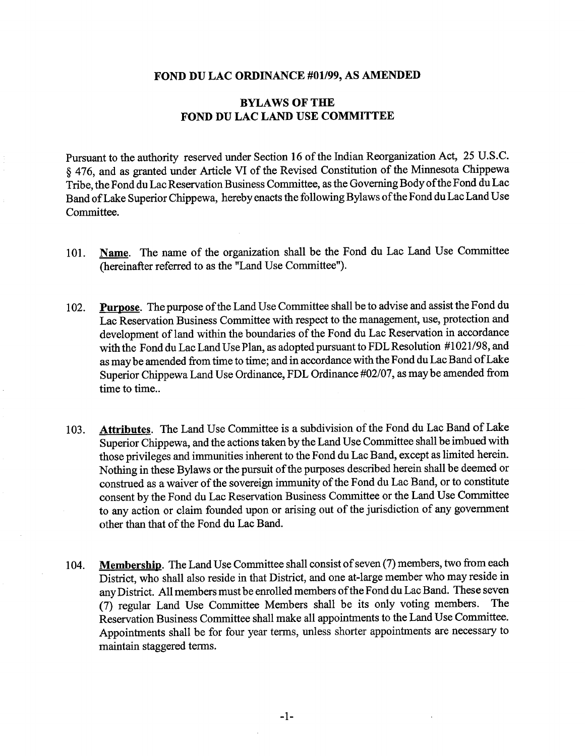**FOND DU LAC ORDINANCE #01/99, AS AMENDED**

**BYLAWS OF THE FOND DU LAC LAND USE COMMITTEE**

Pursuant to the authority reserved under Section 16 of the Indian Reorganization Act, 25 U.S.C. § 476, and as granted under Article VI of the Revised Constitution of the Minnesota Chippewa Tribe, the Fond du Lac Reservation Business Committee, as the Governing Body of the Fond du Lac Band of Lake Superior Chippewa, hereby enacts the following Bylaws of the Fond du Lac Land Use Committee.

101. **Name**. The name of the organization shall be the Fond du Lac Land Use Committee (hereinafter referred to as the "Land Use Committee").

102. **Purpose**. The purpose of the Land Use Committee shall be to advise and assist the Fond du Lac Reservation Business Committee with respect to the management, use, protection and development of land within the boundaries of the Fond du Lac Reservation in accordance with the Fond du Lac Land Use Plan, as adopted pursuant to FDL Resolution #1021/98, and as may be amended from time to time; and in accordance with the Fond du Lac Band of Lake Superior Chippewa Land Use Ordinance, FDL Ordinance #02/07, as may be amended from time to time..

103. **Attributes**. The Land Use Committee is a subdivision of the Fond du Lac Band of Lake Superior Chippewa, and the actions taken by the Land Use Committee shall be imbued with those privileges and immunities inherent to the Fond du Lac Band, except as limited herein. Nothing in these Bylaws or the pursuit of the purposes described herein shall be deemed or construed as a waiver of the sovereign immunity of the Fond du Lac Band, or to constitute consent by the Fond du Lac Reservation Business Committee or the Land Use Committee to any action or claim founded upon or arising out of the jurisdiction of any government other than that of the Fond du Lac Band.

104. **Membership**. The Land Use Committee shall consist of seven (7) members, two from each District, who shall also reside in that District, and one at-large member who may reside in any District. All members must be enrolled members of the Fond du Lac Band. These seven (7) regular Land Use Committee Members shall be its only voting members. The Reservation Business Committee shall make all appointments to the Land Use Committee. Appointments shall be for four year terms, unless shorter appointments are necessary to maintain staggered terms.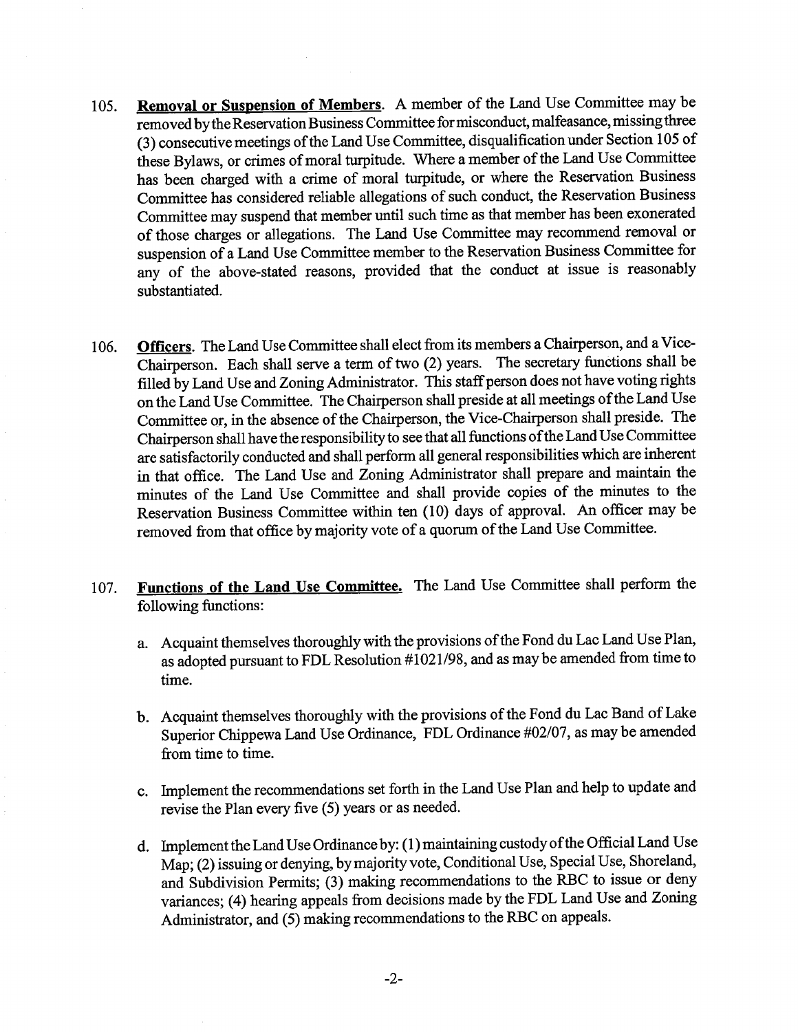105. **Removal or Suspension of Members**. A member of the Land Use Committee may be removed by the Reservation Business Committee for misconduct, malfeasance, missing three (3) consecutive meetings of the Land Use Committee, disqualification under Section 105 of these Bylaws, or crimes of moral turpitude. Where a member of the Land Use Committee has been charged with a crime of moral turpitude, or where the Reservation Business Committee has considered reliable allegations of such conduct, the Reservation Business Committee may suspend that member until such time as that member has been exonerated of those charges or allegations. The Land Use Committee may recommend removal or suspension of a Land Use Committee member to the Reservation Business Committee for any of the above-stated reasons, provided that the conduct at issue is reasonably substantiated.

106. **Officers**. The Land Use Committee shall elect from its members a Chairperson, and a Vice-Chairperson. Each shall serve a term of two (2) years. The secretary functions shall be filled by Land Use and Zoning Administrator. This staff person does not have voting rights on the Land Use Committee. The Chairperson shall preside at all meetings of the Land Use Committee or, in the absence of the Chairperson, the Vice-Chairperson shall preside. The Chairperson shall have the responsibility to see that all functions of the Land Use Committee are satisfactorily conducted and shall perform all general responsibilities which are inherent in that office. The Land Use and Zoning Administrator shall prepare and maintain the minutes of the Land Use Committee and shall provide copies of the minutes to the Reservation Business Committee within ten (10) days of approval. An officer may be removed from that office by majority vote of a quorum of the Land Use Committee.

107. **Functions of the Land Use Committee.** The Land Use Committee shall perform the following functions:

    a. Acquaint themselves thoroughly with the provisions of the Fond du Lac Land Use Plan, as adopted pursuant to FDL Resolution #1021/98, and as may be amended from time to time.

    b. Acquaint themselves thoroughly with the provisions of the Fond du Lac Band of Lake Superior Chippewa Land Use Ordinance, FDL Ordinance #02/07, as may be amended from time to time.

    c. Implement the recommendations set forth in the Land Use Plan and help to update and revise the Plan every five (5) years or as needed.

    d. Implement the Land Use Ordinance by: (1) maintaining custody of the Official Land Use Map; (2) issuing or denying, by majority vote, Conditional Use, Special Use, Shoreland, and Subdivision Permits; (3) making recommendations to the RBC to issue or deny variances; (4) hearing appeals from decisions made by the FDL Land Use and Zoning Administrator, and (5) making recommendations to the RBC on appeals.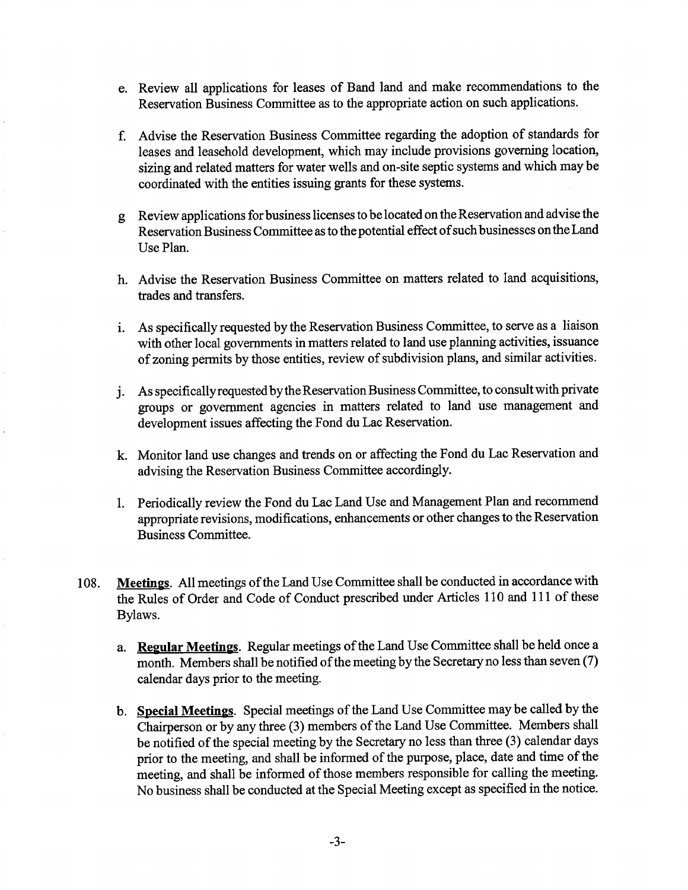e. Review all applications for leases of Band land and make recommendations to the Reservation Business Committee as to the appropriate action on such applications.

f. Advise the Reservation Business Committee regarding the adoption of standards for leases and leasehold development, which may include provisions governing location, sizing and related matters for water wells and on-site septic systems and which may be coordinated with the entities issuing grants for these systems.

g Review applications for business licenses to be located on the Reservation and advise the Reservation Business Committee as to the potential effect of such businesses on the Land Use Plan.

h. Advise the Reservation Business Committee on matters related to land acquisitions, trades and transfers.

i. As specifically requested by the Reservation Business Committee, to serve as a liaison with other local governments in matters related to land use planning activities, issuance of zoning permits by those entities, review of subdivision plans, and similar activities.

j. As specifically requested by the Reservation Business Committee, to consult with private groups or government agencies in matters related to land use management and development issues affecting the Fond du Lac Reservation.

k. Monitor land use changes and trends on or affecting the Fond du Lac Reservation and advising the Reservation Business Committee accordingly.

l. Periodically review the Fond du Lac Land Use and Management Plan and recommend appropriate revisions, modifications, enhancements or other changes to the Reservation Business Committee.

108. **Meetings**. All meetings of the Land Use Committee shall be conducted in accordance with the Rules of Order and Code of Conduct prescribed under Articles 110 and 111 of these Bylaws.

a. **Regular Meetings**. Regular meetings of the Land Use Committee shall be held once a month. Members shall be notified of the meeting by the Secretary no less than seven (7) calendar days prior to the meeting.

b. **Special Meetings**. Special meetings of the Land Use Committee may be called by the Chairperson or by any three (3) members of the Land Use Committee. Members shall be notified of the special meeting by the Secretary no less than three (3) calendar days prior to the meeting, and shall be informed of the purpose, place, date and time of the meeting, and shall be informed of those members responsible for calling the meeting. No business shall be conducted at the Special Meeting except as specified in the notice.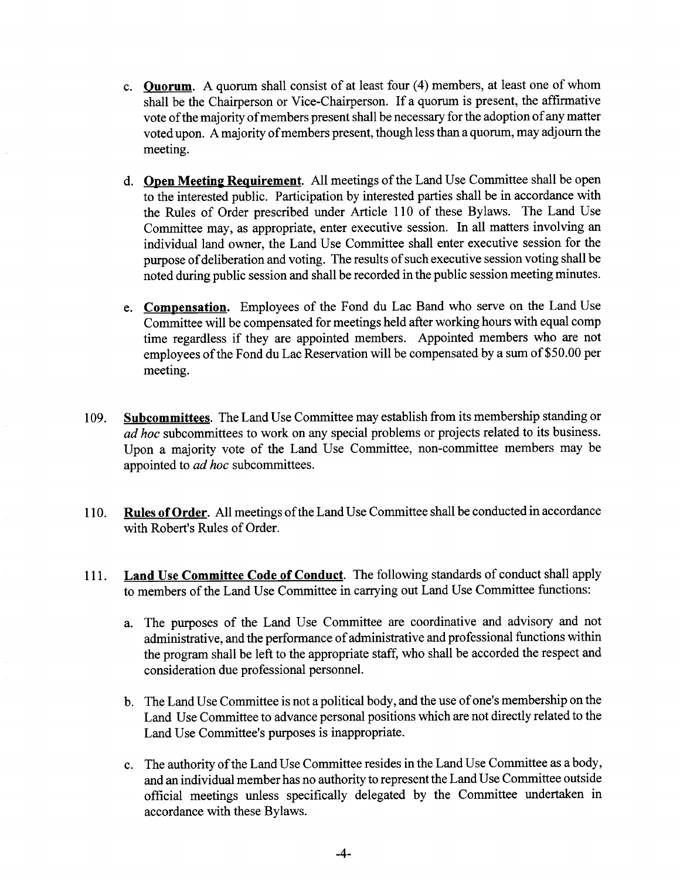c. **Quorum**. A quorum shall consist of at least four (4) members, at least one of whom shall be the Chairperson or Vice-Chairperson. If a quorum is present, the affirmative vote of the majority of members present shall be necessary for the adoption of any matter voted upon. A majority of members present, though less than a quorum, may adjourn the meeting.

d. **Open Meeting Requirement**. All meetings of the Land Use Committee shall be open to the interested public. Participation by interested parties shall be in accordance with the Rules of Order prescribed under Article 110 of these Bylaws. The Land Use Committee may, as appropriate, enter executive session. In all matters involving an individual land owner, the Land Use Committee shall enter executive session for the purpose of deliberation and voting. The results of such executive session voting shall be noted during public session and shall be recorded in the public session meeting minutes.

e. **Compensation.** Employees of the Fond du Lac Band who serve on the Land Use Committee will be compensated for meetings held after working hours with equal comp time regardless if they are appointed members. Appointed members who are not employees of the Fond du Lac Reservation will be compensated by a sum of $50.00 per meeting.

109. **Subcommittees**. The Land Use Committee may establish from its membership standing or *ad hoc* subcommittees to work on any special problems or projects related to its business. Upon a majority vote of the Land Use Committee, non-committee members may be appointed to *ad hoc* subcommittees.

110. **Rules of Order**. All meetings of the Land Use Committee shall be conducted in accordance with Robert's Rules of Order.

111. **Land Use Committee Code of Conduct**. The following standards of conduct shall apply to members of the Land Use Committee in carrying out Land Use Committee functions:

a. The purposes of the Land Use Committee are coordinative and advisory and not administrative, and the performance of administrative and professional functions within the program shall be left to the appropriate staff, who shall be accorded the respect and consideration due professional personnel.

b. The Land Use Committee is not a political body, and the use of one's membership on the Land Use Committee to advance personal positions which are not directly related to the Land Use Committee's purposes is inappropriate.

c. The authority of the Land Use Committee resides in the Land Use Committee as a body, and an individual member has no authority to represent the Land Use Committee outside official meetings unless specifically delegated by the Committee undertaken in accordance with these Bylaws.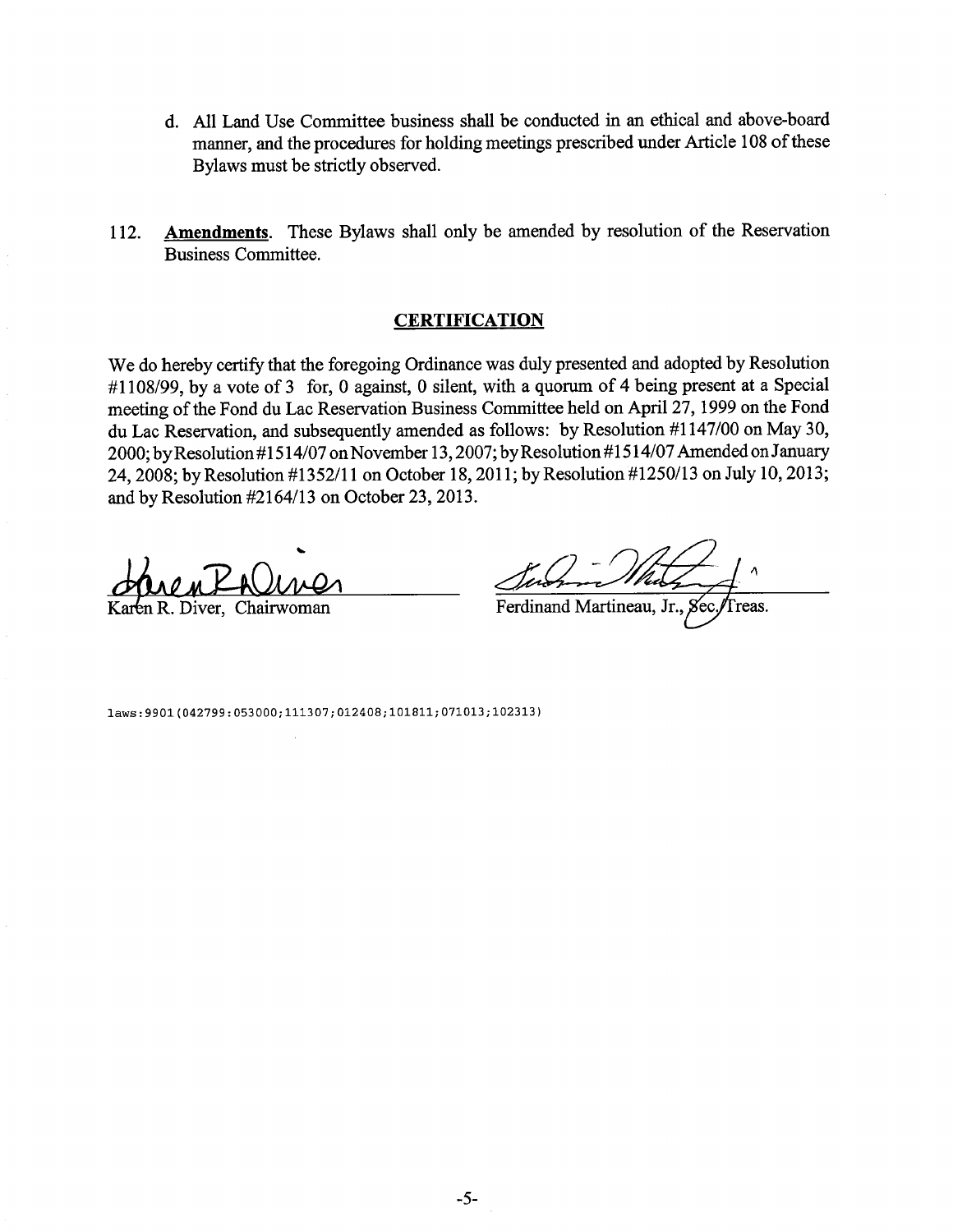d. All Land Use Committee business shall be conducted in an ethical and above-board manner, and the procedures for holding meetings prescribed under Article 108 of these Bylaws must be strictly observed.

112. **Amendments**. These Bylaws shall only be amended by resolution of the Reservation Business Committee.

## CERTIFICATION

We do hereby certify that the foregoing Ordinance was duly presented and adopted by Resolution #1108/99, by a vote of 3 for, 0 against, 0 silent, with a quorum of 4 being present at a Special meeting of the Fond du Lac Reservation Business Committee held on April 27, 1999 on the Fond du Lac Reservation, and subsequently amended as follows: by Resolution #1147/00 on May 30, 2000; by Resolution #1514/07 on November 13, 2007; by Resolution #1514/07 Amended on January 24, 2008; by Resolution #1352/11 on October 18, 2011; by Resolution #1250/13 on July 10, 2013; and by Resolution #2164/13 on October 23, 2013.

Karen R. Diver, Chairwoman

Ferdinand Martineau, Jr., Sec./Treas.

laws:9901(042799:053000;111307;012408;101811;071013;102313)